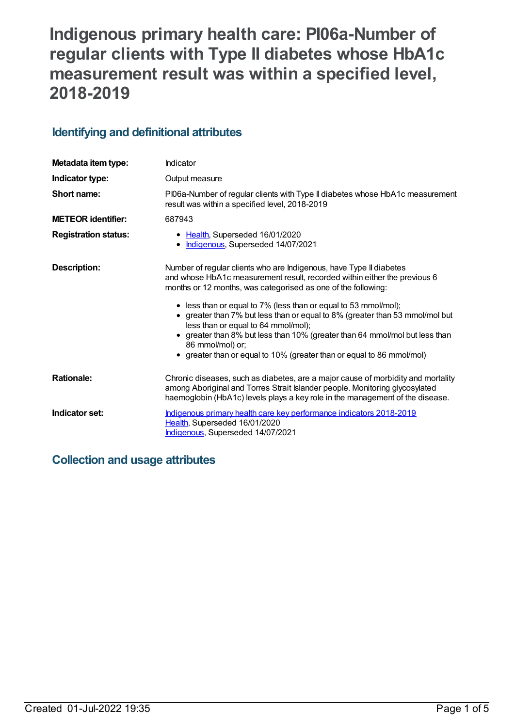# Indigenous primary health care: PI06a-Number of regular clients with Type II diabetes whose HbA1c measurement result was within a specified level, 2018-2019

## Identifying and definitional attributes

| | |
|---|---|
| **Metadata item type:** | Indicator |
| **Indicator type:** | Output measure |
| **Short name:** | PI06a-Number of regular clients with Type II diabetes whose HbA1c measurement result was within a specified level, 2018-2019 |
| **METEOR identifier:** | 687943 |
| **Registration status:** | • Health, Superseded 16/01/2020<br>• Indigenous, Superseded 14/07/2021 |
| **Description:** | Number of regular clients who are Indigenous, have Type II diabetes and whose HbA1c measurement result, recorded within either the previous 6 months or 12 months, was categorised as one of the following:<br>• less than or equal to 7% (less than or equal to 53 mmol/mol);<br>• greater than 7% but less than or equal to 8% (greater than 53 mmol/mol but less than or equal to 64 mmol/mol);<br>• greater than 8% but less than 10% (greater than 64 mmol/mol but less than 86 mmol/mol) or;<br>• greater than or equal to 10% (greater than or equal to 86 mmol/mol) |
| **Rationale:** | Chronic diseases, such as diabetes, are a major cause of morbidity and mortality among Aboriginal and Torres Strait Islander people. Monitoring glycosylated haemoglobin (HbA1c) levels plays a key role in the management of the disease. |
| **Indicator set:** | Indigenous primary health care key performance indicators 2018-2019<br>Health, Superseded 16/01/2020<br>Indigenous, Superseded 14/07/2021 |

## Collection and usage attributes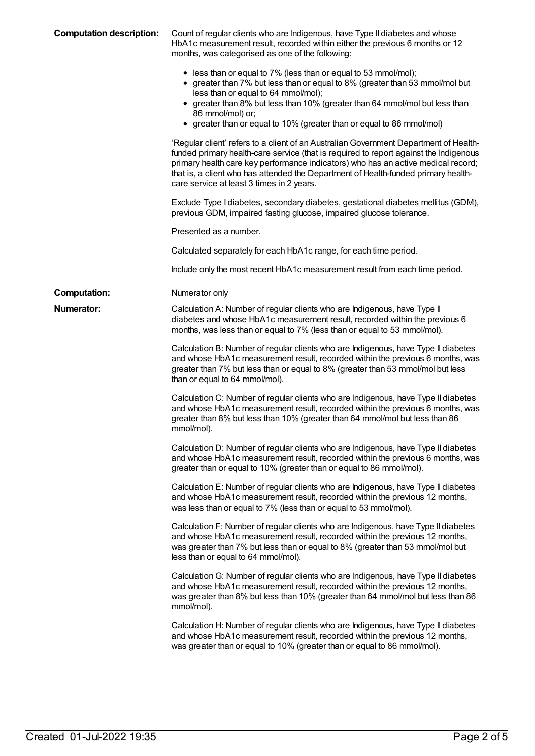**Computation description:** Count of regular clients who are Indigenous, have Type II diabetes and whose HbA1c measurement result, recorded within either the previous 6 months or 12 months, was categorised as one of the following:

- less than or equal to 7% (less than or equal to 53 mmol/mol);
- greater than 7% but less than or equal to 8% (greater than 53 mmol/mol but less than or equal to 64 mmol/mol);
- greater than 8% but less than 10% (greater than 64 mmol/mol but less than 86 mmol/mol) or;
- greater than or equal to 10% (greater than or equal to 86 mmol/mol)

'Regular client' refers to a client of an Australian Government Department of Health-funded primary health-care service (that is required to report against the Indigenous primary health care key performance indicators) who has an active medical record; that is, a client who has attended the Department of Health-funded primary health-care service at least 3 times in 2 years.

Exclude Type I diabetes, secondary diabetes, gestational diabetes mellitus (GDM), previous GDM, impaired fasting glucose, impaired glucose tolerance.

Presented as a number.

Calculated separately for each HbA1c range, for each time period.

Include only the most recent HbA1c measurement result from each time period.

**Computation:** Numerator only

**Numerator:** Calculation A: Number of regular clients who are Indigenous, have Type II diabetes and whose HbA1c measurement result, recorded within the previous 6 months, was less than or equal to 7% (less than or equal to 53 mmol/mol).

Calculation B: Number of regular clients who are Indigenous, have Type II diabetes and whose HbA1c measurement result, recorded within the previous 6 months, was greater than 7% but less than or equal to 8% (greater than 53 mmol/mol but less than or equal to 64 mmol/mol).

Calculation C: Number of regular clients who are Indigenous, have Type II diabetes and whose HbA1c measurement result, recorded within the previous 6 months, was greater than 8% but less than 10% (greater than 64 mmol/mol but less than 86 mmol/mol).

Calculation D: Number of regular clients who are Indigenous, have Type II diabetes and whose HbA1c measurement result, recorded within the previous 6 months, was greater than or equal to 10% (greater than or equal to 86 mmol/mol).

Calculation E: Number of regular clients who are Indigenous, have Type II diabetes and whose HbA1c measurement result, recorded within the previous 12 months, was less than or equal to 7% (less than or equal to 53 mmol/mol).

Calculation F: Number of regular clients who are Indigenous, have Type II diabetes and whose HbA1c measurement result, recorded within the previous 12 months, was greater than 7% but less than or equal to 8% (greater than 53 mmol/mol but less than or equal to 64 mmol/mol).

Calculation G: Number of regular clients who are Indigenous, have Type II diabetes and whose HbA1c measurement result, recorded within the previous 12 months, was greater than 8% but less than 10% (greater than 64 mmol/mol but less than 86 mmol/mol).

Calculation H: Number of regular clients who are Indigenous, have Type II diabetes and whose HbA1c measurement result, recorded within the previous 12 months, was greater than or equal to 10% (greater than or equal to 86 mmol/mol).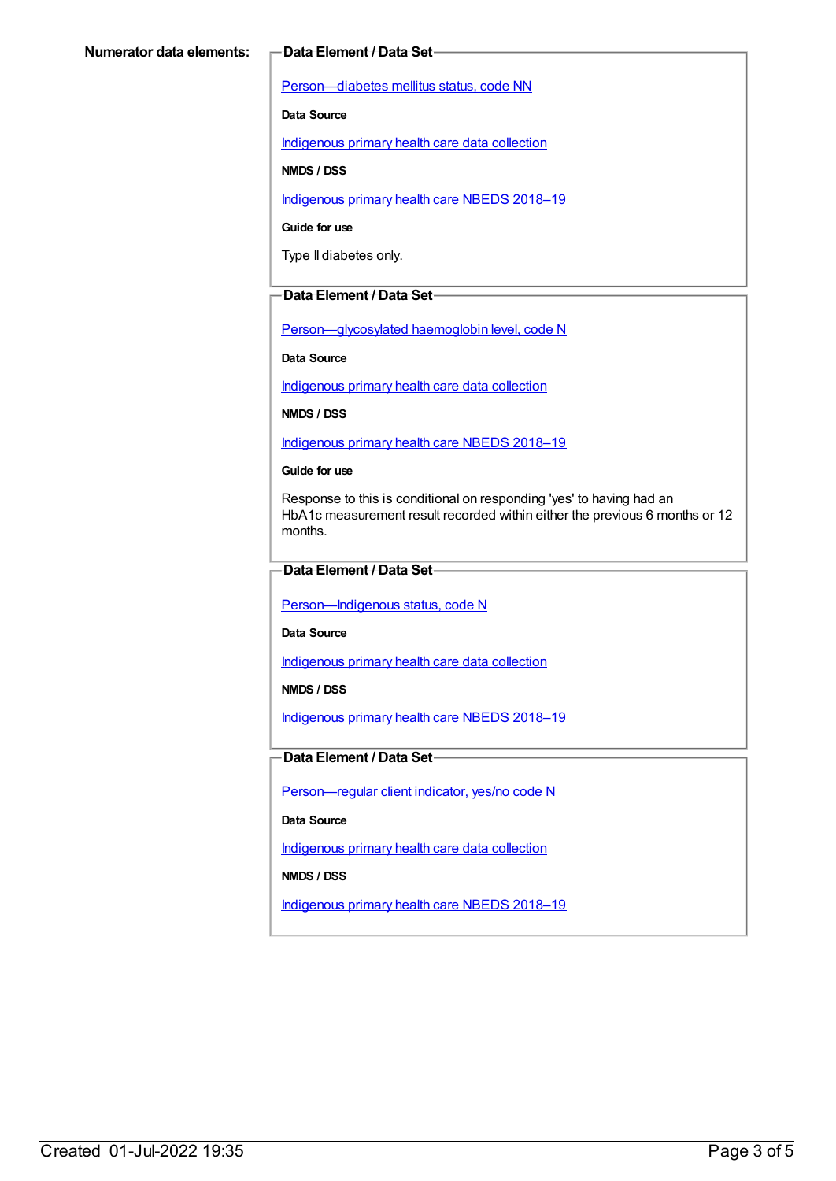**Numerator data elements:**

**Data Element / Data Set**

Person—diabetes mellitus status, code NN

**Data Source**

Indigenous primary health care data collection

**NMDS / DSS**

Indigenous primary health care NBEDS 2018–19

**Guide for use**

Type II diabetes only.

**Data Element / Data Set**

Person—glycosylated haemoglobin level, code N

**Data Source**

Indigenous primary health care data collection

**NMDS / DSS**

Indigenous primary health care NBEDS 2018–19

**Guide for use**

Response to this is conditional on responding 'yes' to having had an HbA1c measurement result recorded within either the previous 6 months or 12 months.

**Data Element / Data Set**

Person—Indigenous status, code N

**Data Source**

Indigenous primary health care data collection

**NMDS / DSS**

Indigenous primary health care NBEDS 2018–19

**Data Element / Data Set**

Person—regular client indicator, yes/no code N

**Data Source**

Indigenous primary health care data collection

**NMDS / DSS**

Indigenous primary health care NBEDS 2018–19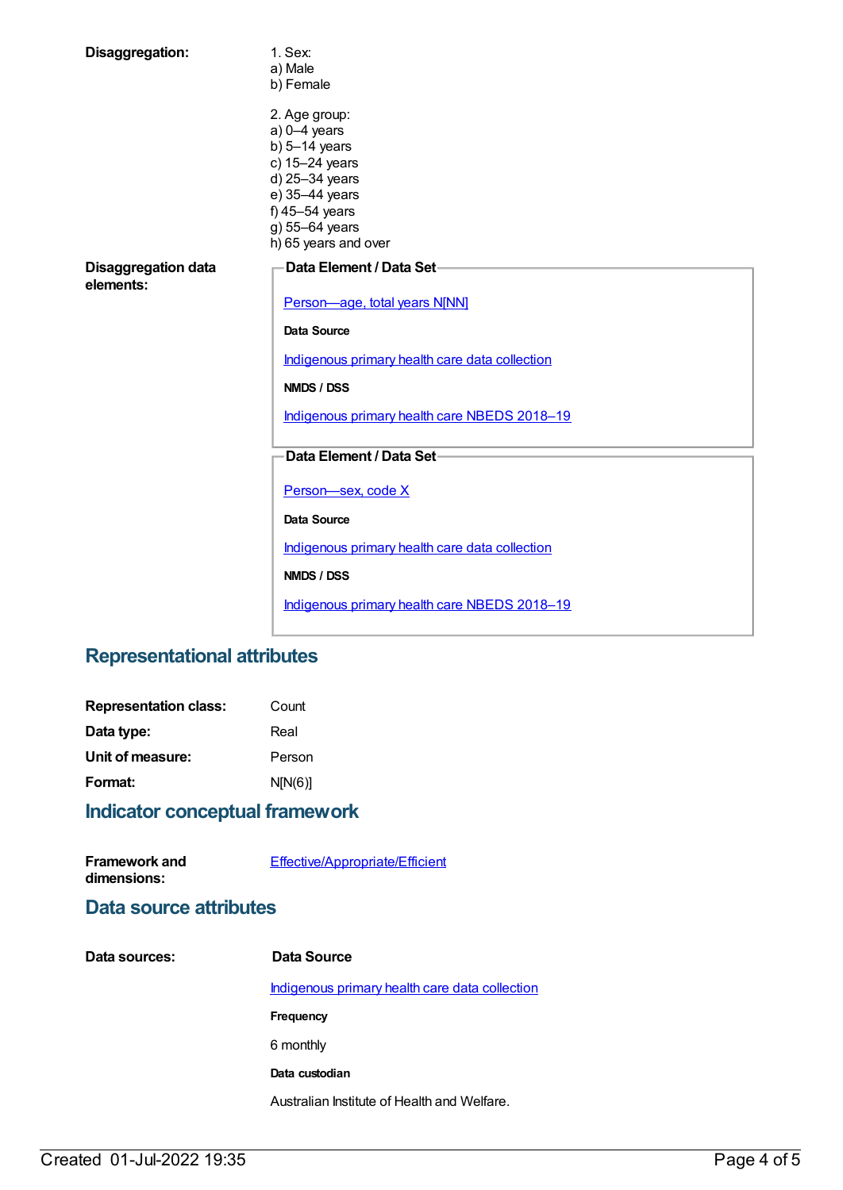**Disaggregation:**

1. Sex:
a) Male
b) Female

2. Age group:
a) 0–4 years
b) 5–14 years
c) 15–24 years
d) 25–34 years
e) 35–44 years
f) 45–54 years
g) 55–64 years
h) 65 years and over

**Disaggregation data elements:**

**Data Element / Data Set**

Person—age, total years N[NN]

**Data Source**

Indigenous primary health care data collection

**NMDS / DSS**

Indigenous primary health care NBEDS 2018–19

**Data Element / Data Set**

Person—sex, code X

**Data Source**

Indigenous primary health care data collection

**NMDS / DSS**

Indigenous primary health care NBEDS 2018–19

## Representational attributes

**Representation class:** Count

**Data type:** Real

**Unit of measure:** Person

**Format:** N[N(6)]

## Indicator conceptual framework

**Framework and dimensions:** Effective/Appropriate/Efficient

## Data source attributes

**Data sources:**

**Data Source**

Indigenous primary health care data collection

**Frequency**

6 monthly

**Data custodian**

Australian Institute of Health and Welfare.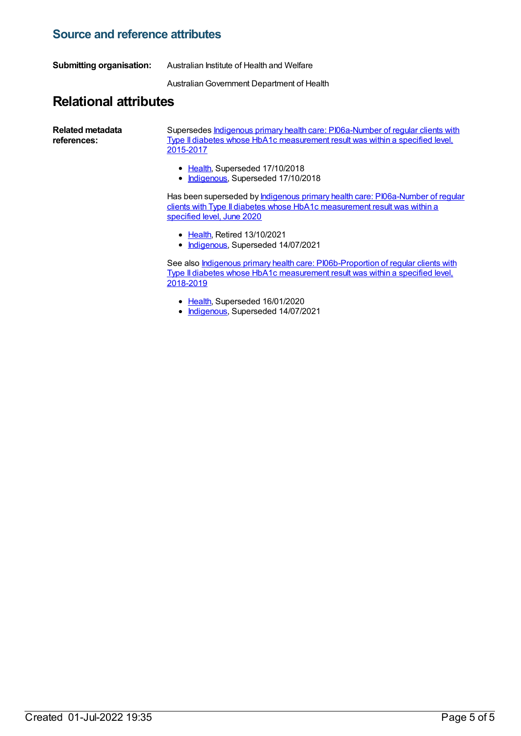## Source and reference attributes

**Submitting organisation:** Australian Institute of Health and Welfare

Australian Government Department of Health

# Relational attributes

**Related metadata references:**

Supersedes Indigenous primary health care: PI06a-Number of regular clients with Type II diabetes whose HbA1c measurement result was within a specified level, 2015-2017

- Health, Superseded 17/10/2018
- Indigenous, Superseded 17/10/2018

Has been superseded by Indigenous primary health care: PI06a-Number of regular clients with Type II diabetes whose HbA1c measurement result was within a specified level, June 2020

- Health, Retired 13/10/2021
- Indigenous, Superseded 14/07/2021

See also Indigenous primary health care: PI06b-Proportion of regular clients with Type II diabetes whose HbA1c measurement result was within a specified level, 2018-2019

- Health, Superseded 16/01/2020
- Indigenous, Superseded 14/07/2021